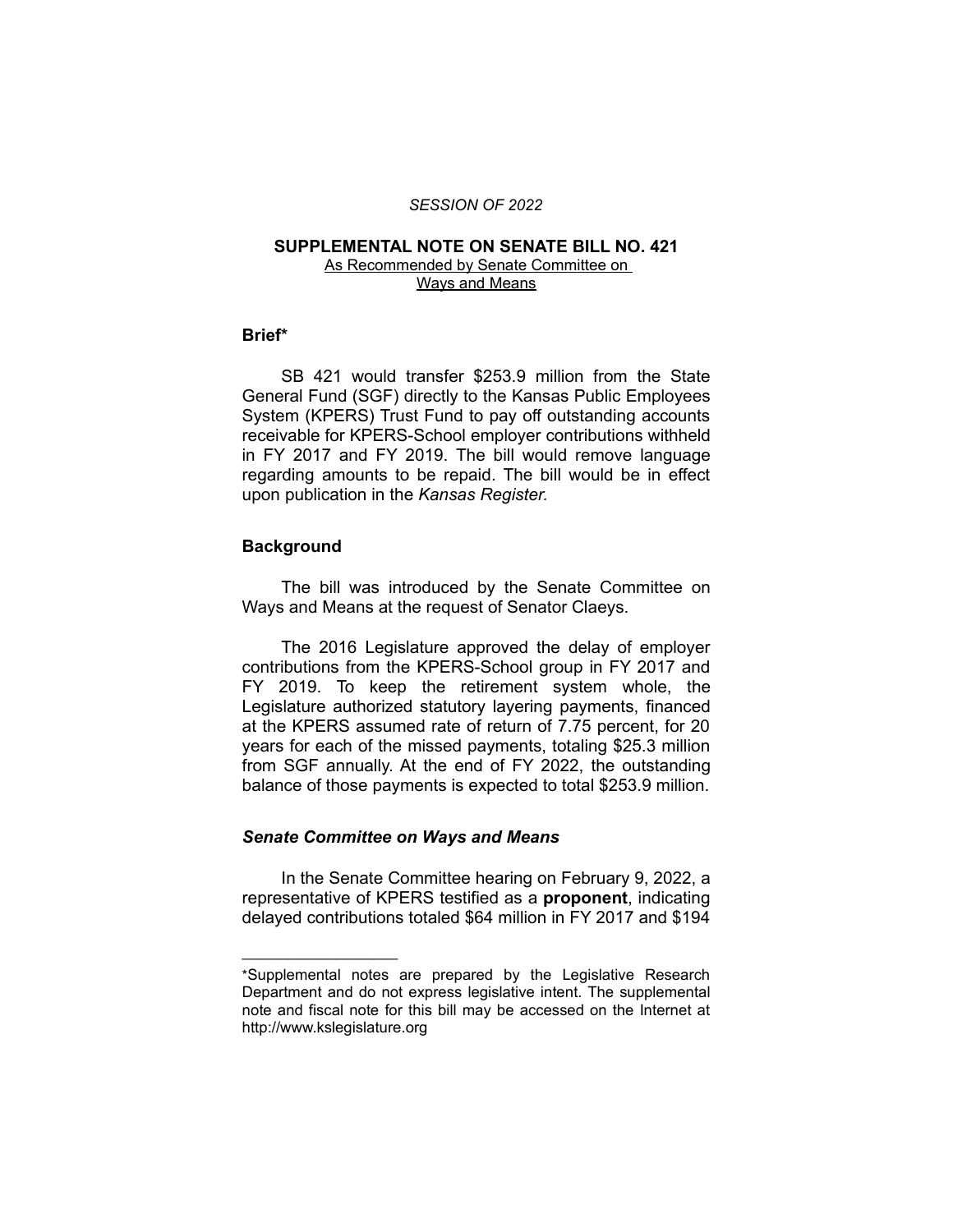*SESSION OF 2022*

# SUPPLEMENTAL NOTE ON SENATE BILL NO. 421

As Recommended by Senate Committee on Ways and Means

## Brief*

SB 421 would transfer $253.9 million from the State General Fund (SGF) directly to the Kansas Public Employees System (KPERS) Trust Fund to pay off outstanding accounts receivable for KPERS-School employer contributions withheld in FY 2017 and FY 2019. The bill would remove language regarding amounts to be repaid. The bill would be in effect upon publication in the *Kansas Register.*

## Background

The bill was introduced by the Senate Committee on Ways and Means at the request of Senator Claeys.

The 2016 Legislature approved the delay of employer contributions from the KPERS-School group in FY 2017 and FY 2019. To keep the retirement system whole, the Legislature authorized statutory layering payments, financed at the KPERS assumed rate of return of 7.75 percent, for 20 years for each of the missed payments, totaling $25.3 million from SGF annually. At the end of FY 2022, the outstanding balance of those payments is expected to total $253.9 million.

### *Senate Committee on Ways and Means*

In the Senate Committee hearing on February 9, 2022, a representative of KPERS testified as a **proponent**, indicating delayed contributions totaled $64 million in FY 2017 and $194

---

*Supplemental notes are prepared by the Legislative Research Department and do not express legislative intent. The supplemental note and fiscal note for this bill may be accessed on the Internet at http://www.kslegislature.org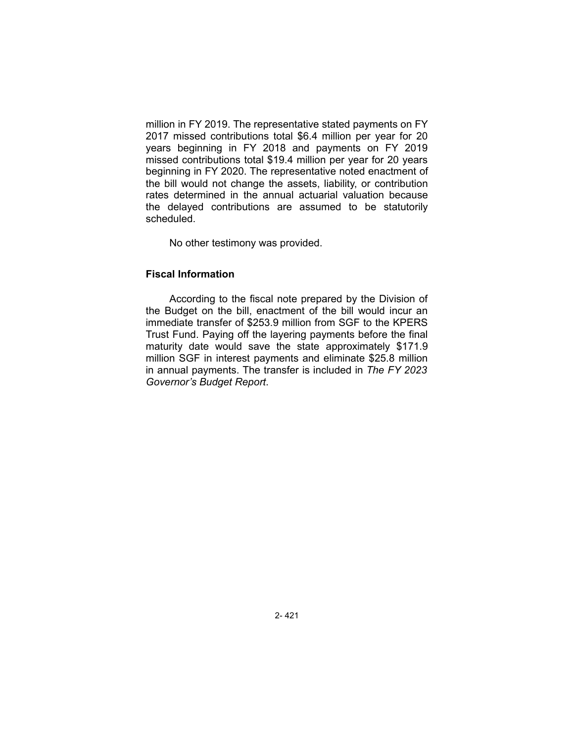million in FY 2019. The representative stated payments on FY 2017 missed contributions total $6.4 million per year for 20 years beginning in FY 2018 and payments on FY 2019 missed contributions total $19.4 million per year for 20 years beginning in FY 2020. The representative noted enactment of the bill would not change the assets, liability, or contribution rates determined in the annual actuarial valuation because the delayed contributions are assumed to be statutorily scheduled.

No other testimony was provided.

**Fiscal Information**

According to the fiscal note prepared by the Division of the Budget on the bill, enactment of the bill would incur an immediate transfer of $253.9 million from SGF to the KPERS Trust Fund. Paying off the layering payments before the final maturity date would save the state approximately $171.9 million SGF in interest payments and eliminate $25.8 million in annual payments. The transfer is included in *The FY 2023 Governor's Budget Report*.